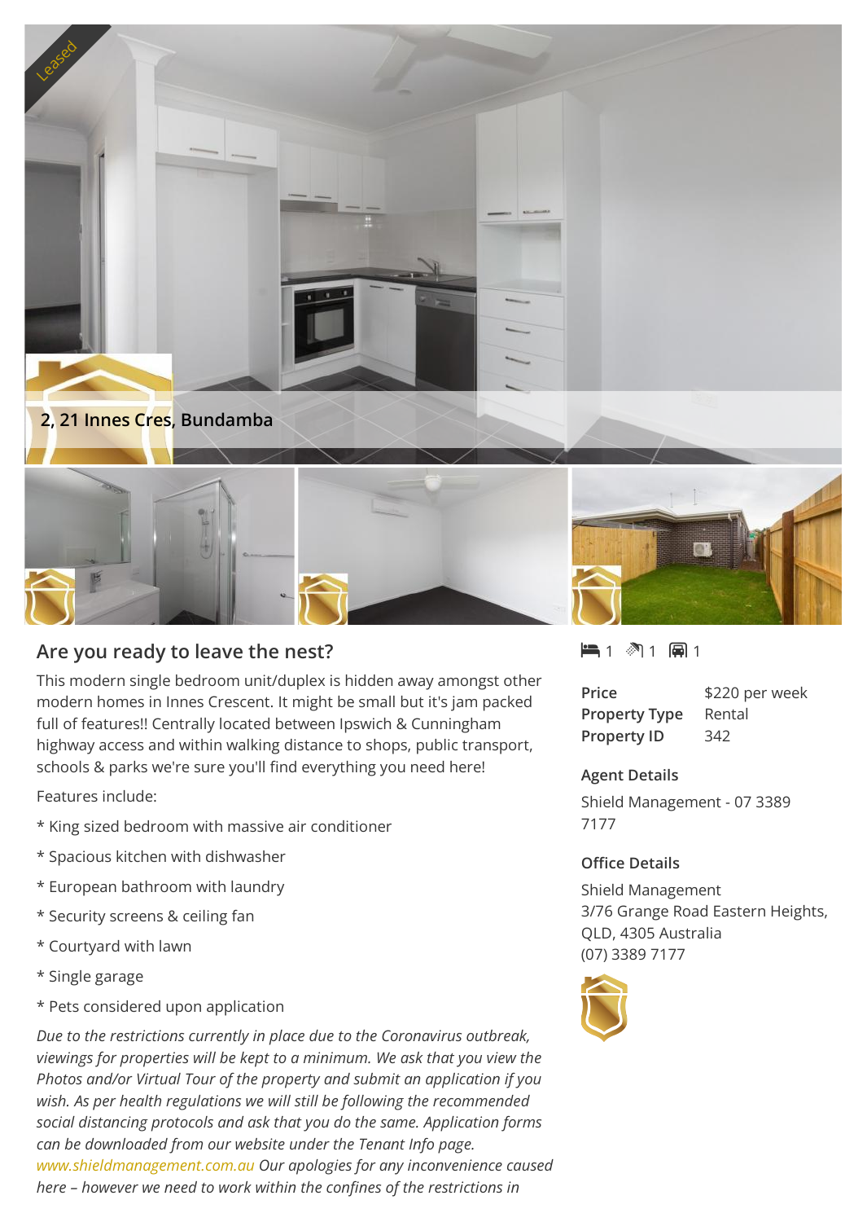Leased

2, 21 Innes Cres, Bundamba

## Are you ready to leave the nest?

This modern single bedroom unit/duplex is hidden away amongst other modern homes in Innes Crescent. It might be small but it's jam packed full of features!! Centrally located between Ipswich & Cunningham highway access and within walking distance to shops, public transport, schools & parks we're sure you'll find everything you need here!

Features include:

* King sized bedroom with massive air conditioner
* Spacious kitchen with dishwasher
* European bathroom with laundry
* Security screens & ceiling fan
* Courtyard with lawn
* Single garage
* Pets considered upon application

*Due to the restrictions currently in place due to the Coronavirus outbreak, viewings for properties will be kept to a minimum. We ask that you view the Photos and/or Virtual Tour of the property and submit an application if you wish. As per health regulations we will still be following the recommended social distancing protocols and ask that you do the same. Application forms can be downloaded from our website under the Tenant Info page.* www.shieldmanagement.com.au *Our apologies for any inconvenience caused here – however we need to work within the confines of the restrictions in*

1 1 1

| | |
|---|---|
| **Price** | $220 per week |
| **Property Type** | Rental |
| **Property ID** | 342 |

### Agent Details

Shield Management - 07 3389 7177

### Office Details

Shield Management
3/76 Grange Road Eastern Heights, QLD, 4305 Australia
(07) 3389 7177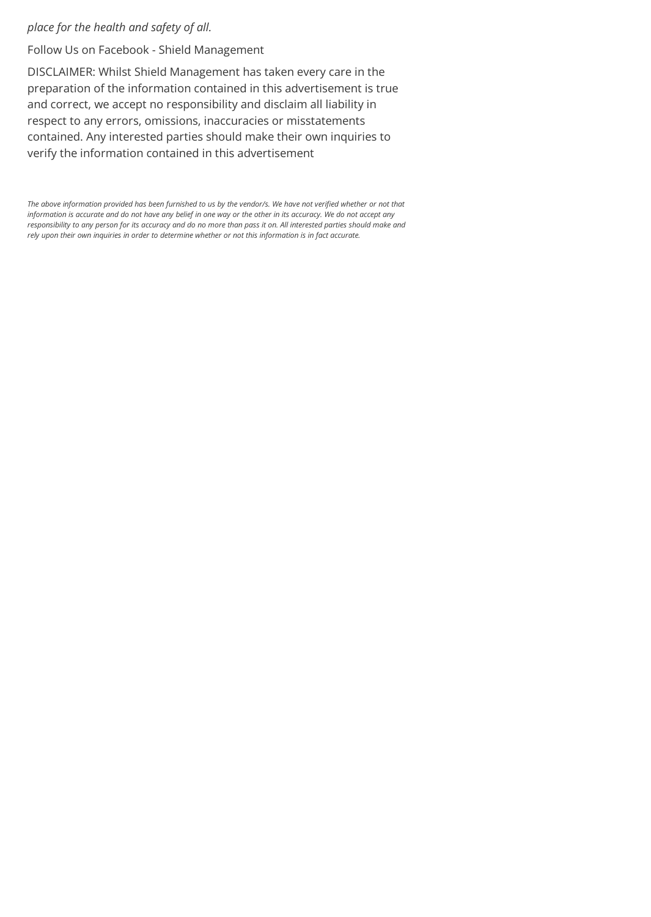*place for the health and safety of all.*

Follow Us on Facebook - Shield Management

DISCLAIMER: Whilst Shield Management has taken every care in the preparation of the information contained in this advertisement is true and correct, we accept no responsibility and disclaim all liability in respect to any errors, omissions, inaccuracies or misstatements contained. Any interested parties should make their own inquiries to verify the information contained in this advertisement

*The above information provided has been furnished to us by the vendor/s. We have not verified whether or not that information is accurate and do not have any belief in one way or the other in its accuracy. We do not accept any responsibility to any person for its accuracy and do no more than pass it on. All interested parties should make and rely upon their own inquiries in order to determine whether or not this information is in fact accurate.*